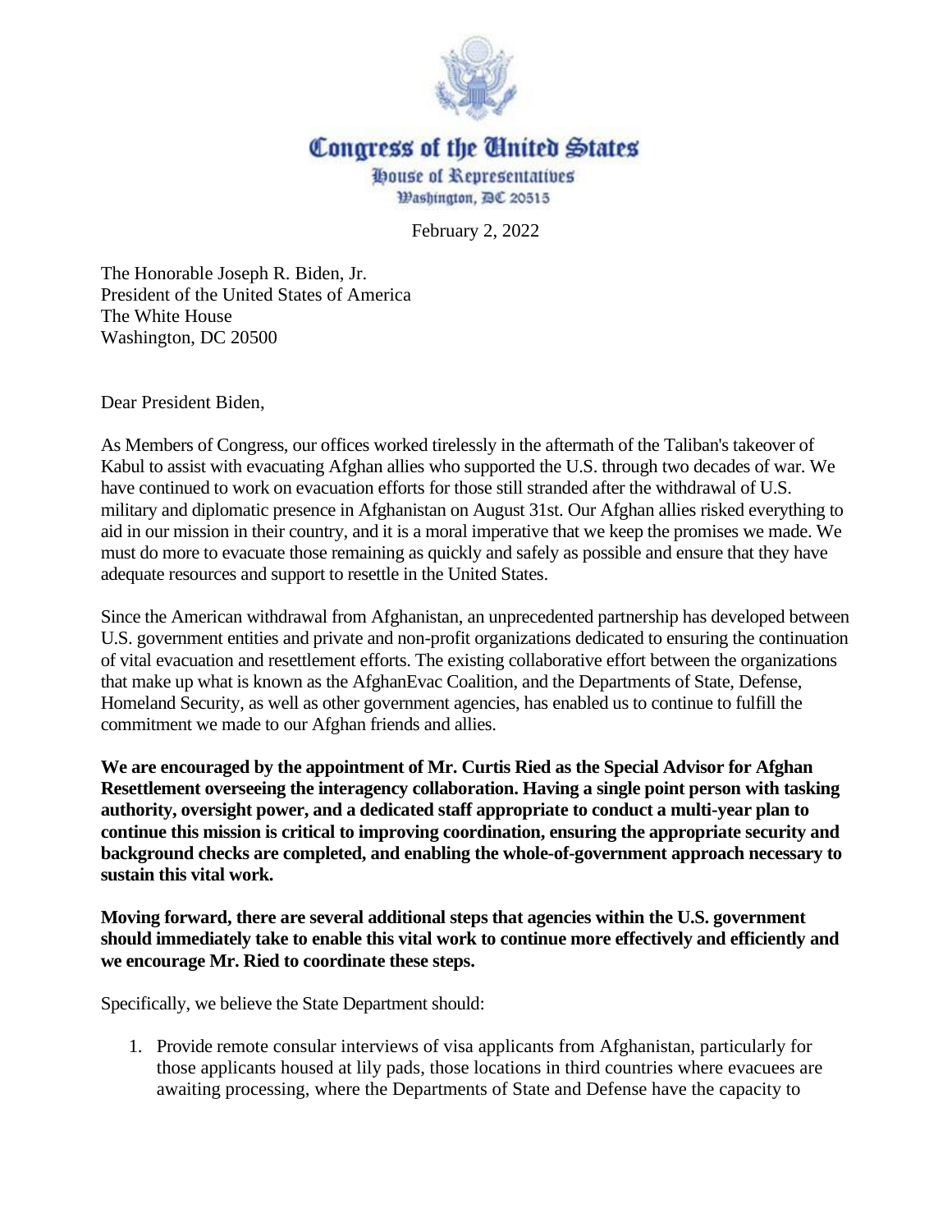# Congress of the United States

House of Representatives
Washington, DC 20515

February 2, 2022

The Honorable Joseph R. Biden, Jr.
President of the United States of America
The White House
Washington, DC 20500

Dear President Biden,

As Members of Congress, our offices worked tirelessly in the aftermath of the Taliban's takeover of Kabul to assist with evacuating Afghan allies who supported the U.S. through two decades of war. We have continued to work on evacuation efforts for those still stranded after the withdrawal of U.S. military and diplomatic presence in Afghanistan on August 31st. Our Afghan allies risked everything to aid in our mission in their country, and it is a moral imperative that we keep the promises we made. We must do more to evacuate those remaining as quickly and safely as possible and ensure that they have adequate resources and support to resettle in the United States.

Since the American withdrawal from Afghanistan, an unprecedented partnership has developed between U.S. government entities and private and non-profit organizations dedicated to ensuring the continuation of vital evacuation and resettlement efforts. The existing collaborative effort between the organizations that make up what is known as the AfghanEvac Coalition, and the Departments of State, Defense, Homeland Security, as well as other government agencies, has enabled us to continue to fulfill the commitment we made to our Afghan friends and allies.

**We are encouraged by the appointment of Mr. Curtis Ried as the Special Advisor for Afghan Resettlement overseeing the interagency collaboration. Having a single point person with tasking authority, oversight power, and a dedicated staff appropriate to conduct a multi-year plan to continue this mission is critical to improving coordination, ensuring the appropriate security and background checks are completed, and enabling the whole-of-government approach necessary to sustain this vital work.**

**Moving forward, there are several additional steps that agencies within the U.S. government should immediately take to enable this vital work to continue more effectively and efficiently and we encourage Mr. Ried to coordinate these steps.**

Specifically, we believe the State Department should:

1. Provide remote consular interviews of visa applicants from Afghanistan, particularly for those applicants housed at lily pads, those locations in third countries where evacuees are awaiting processing, where the Departments of State and Defense have the capacity to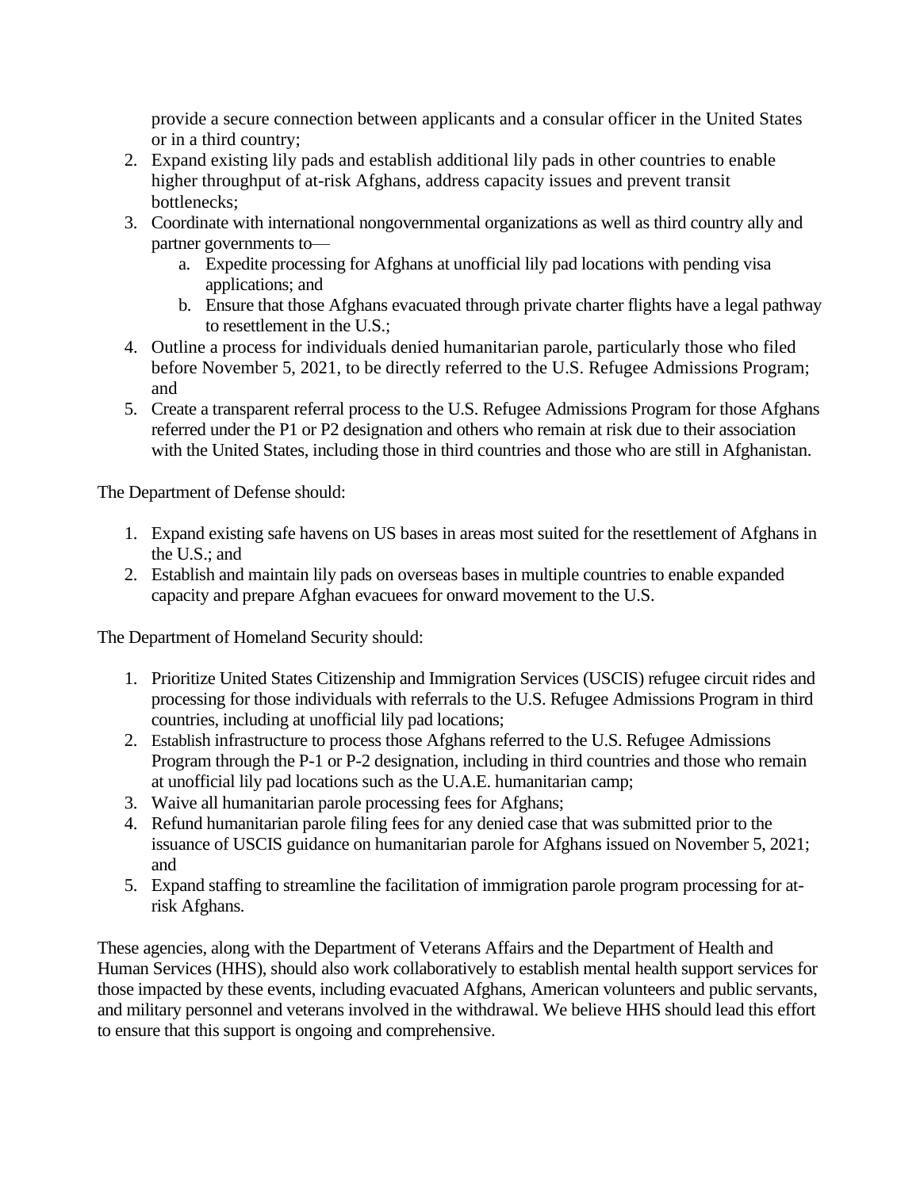provide a secure connection between applicants and a consular officer in the United States or in a third country;

2. Expand existing lily pads and establish additional lily pads in other countries to enable higher throughput of at-risk Afghans, address capacity issues and prevent transit bottlenecks;
3. Coordinate with international nongovernmental organizations as well as third country ally and partner governments to—
   a. Expedite processing for Afghans at unofficial lily pad locations with pending visa applications; and
   b. Ensure that those Afghans evacuated through private charter flights have a legal pathway to resettlement in the U.S.;
4. Outline a process for individuals denied humanitarian parole, particularly those who filed before November 5, 2021, to be directly referred to the U.S. Refugee Admissions Program; and
5. Create a transparent referral process to the U.S. Refugee Admissions Program for those Afghans referred under the P1 or P2 designation and others who remain at risk due to their association with the United States, including those in third countries and those who are still in Afghanistan.

The Department of Defense should:

1. Expand existing safe havens on US bases in areas most suited for the resettlement of Afghans in the U.S.; and
2. Establish and maintain lily pads on overseas bases in multiple countries to enable expanded capacity and prepare Afghan evacuees for onward movement to the U.S.

The Department of Homeland Security should:

1. Prioritize United States Citizenship and Immigration Services (USCIS) refugee circuit rides and processing for those individuals with referrals to the U.S. Refugee Admissions Program in third countries, including at unofficial lily pad locations;
2. Establish infrastructure to process those Afghans referred to the U.S. Refugee Admissions Program through the P-1 or P-2 designation, including in third countries and those who remain at unofficial lily pad locations such as the U.A.E. humanitarian camp;
3. Waive all humanitarian parole processing fees for Afghans;
4. Refund humanitarian parole filing fees for any denied case that was submitted prior to the issuance of USCIS guidance on humanitarian parole for Afghans issued on November 5, 2021; and
5. Expand staffing to streamline the facilitation of immigration parole program processing for at-risk Afghans.

These agencies, along with the Department of Veterans Affairs and the Department of Health and Human Services (HHS), should also work collaboratively to establish mental health support services for those impacted by these events, including evacuated Afghans, American volunteers and public servants, and military personnel and veterans involved in the withdrawal. We believe HHS should lead this effort to ensure that this support is ongoing and comprehensive.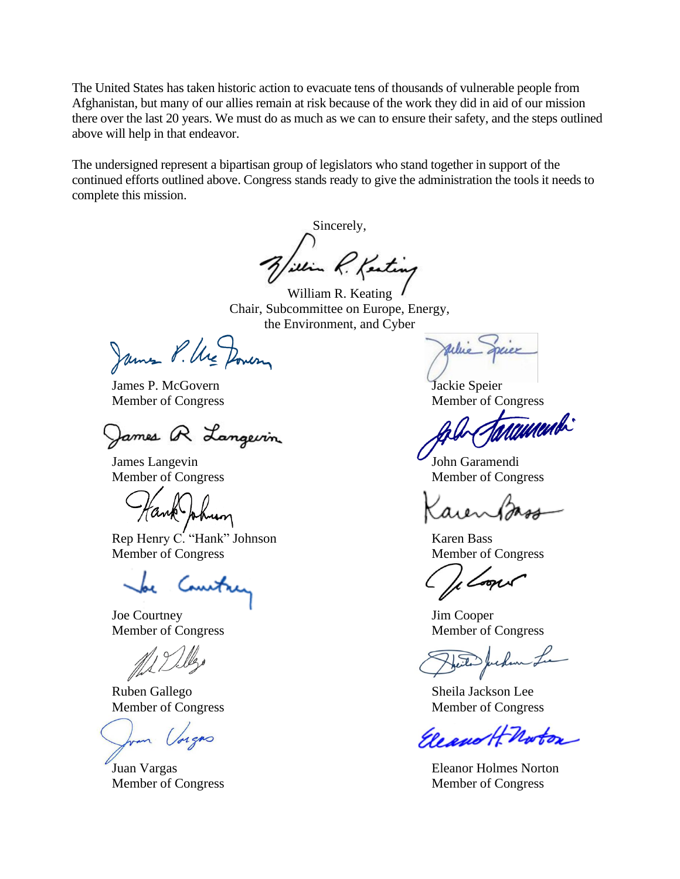The United States has taken historic action to evacuate tens of thousands of vulnerable people from Afghanistan, but many of our allies remain at risk because of the work they did in aid of our mission there over the last 20 years. We must do as much as we can to ensure their safety, and the steps outlined above will help in that endeavor.

The undersigned represent a bipartisan group of legislators who stand together in support of the continued efforts outlined above. Congress stands ready to give the administration the tools it needs to complete this mission.

Sincerely,

William R. Keating
Chair, Subcommittee on Europe, Energy, the Environment, and Cyber

James P. McGovern
Member of Congress

Jackie Speier
Member of Congress

James Langevin
Member of Congress

John Garamendi
Member of Congress

Rep Henry C. "Hank" Johnson
Member of Congress

Karen Bass
Member of Congress

Joe Courtney
Member of Congress

Jim Cooper
Member of Congress

Ruben Gallego
Member of Congress

Sheila Jackson Lee
Member of Congress

Juan Vargas
Member of Congress

Eleanor Holmes Norton
Member of Congress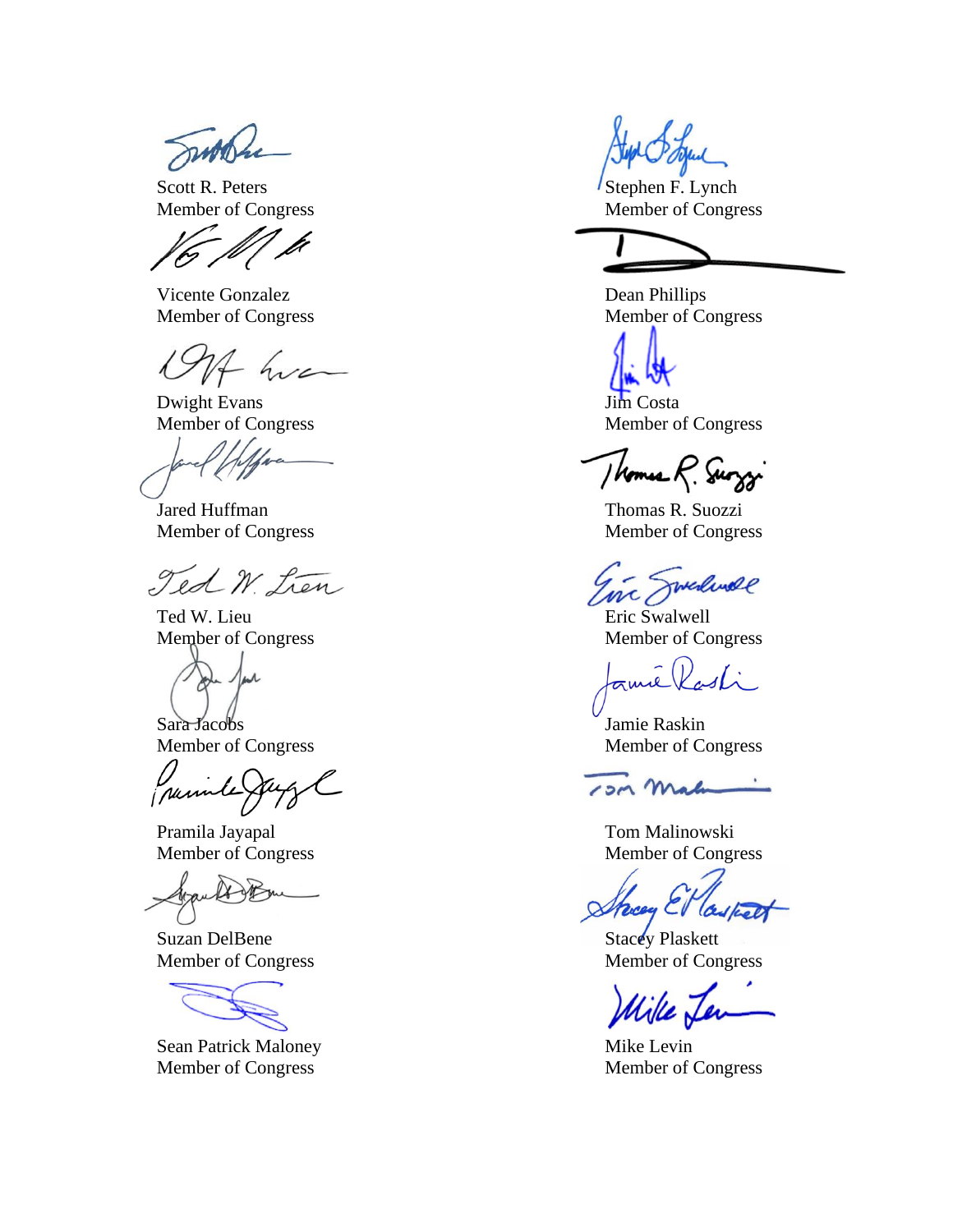Scott R. Peters
Member of Congress

Stephen F. Lynch
Member of Congress

Vicente Gonzalez
Member of Congress

Dean Phillips
Member of Congress

Dwight Evans
Member of Congress

Jim Costa
Member of Congress

Jared Huffman
Member of Congress

Thomas R. Suozzi
Member of Congress

Ted W. Lieu
Member of Congress

Eric Swalwell
Member of Congress

Sara Jacobs
Member of Congress

Jamie Raskin
Member of Congress

Pramila Jayapal
Member of Congress

Tom Malinowski
Member of Congress

Suzan DelBene
Member of Congress

Stacey Plaskett
Member of Congress

Sean Patrick Maloney
Member of Congress

Mike Levin
Member of Congress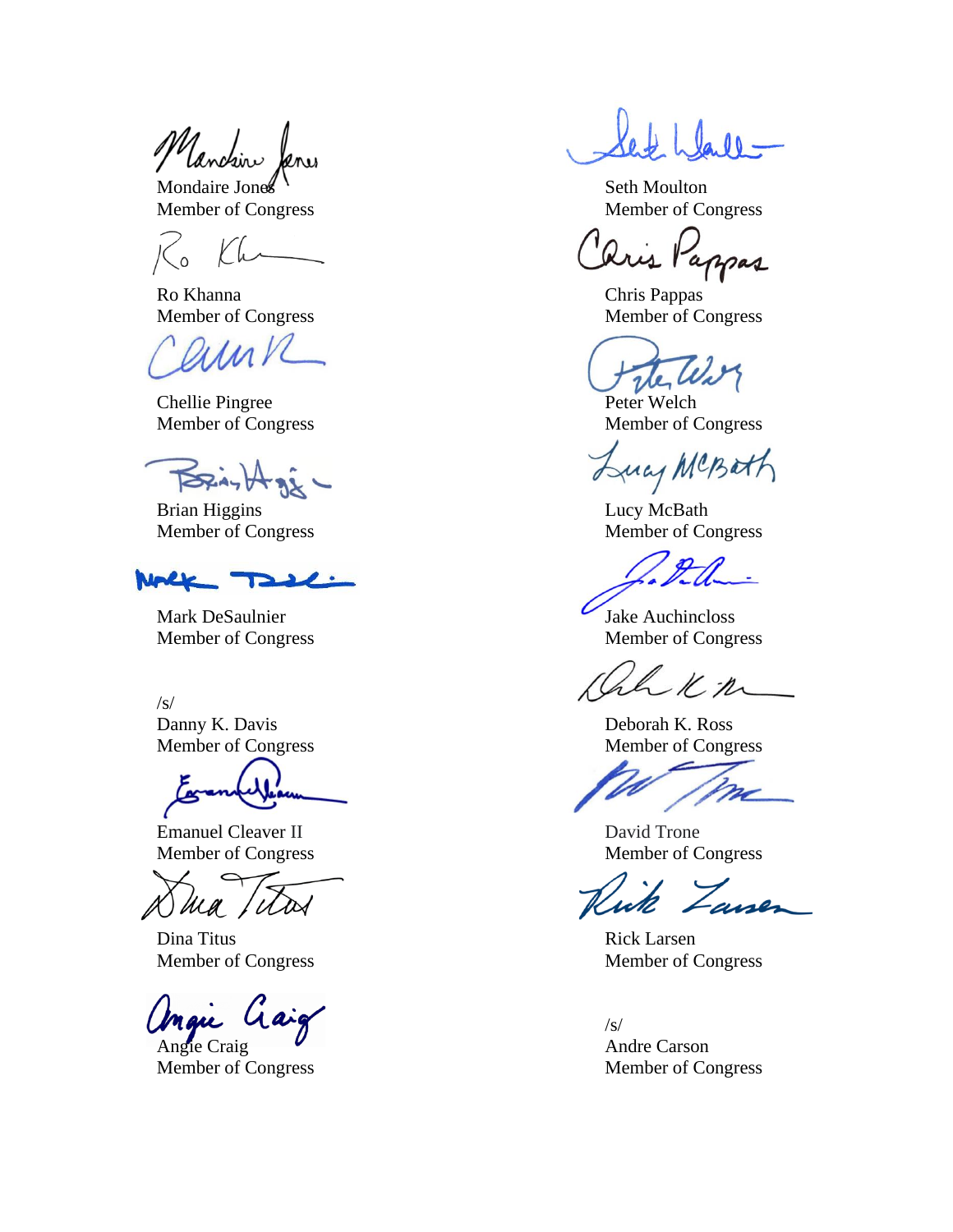Mondaire Jones
Member of Congress

Ro Khanna
Member of Congress

Chellie Pingree
Member of Congress

Brian Higgins
Member of Congress

Mark DeSaulnier
Member of Congress

/s/
Danny K. Davis
Member of Congress

Emanuel Cleaver II
Member of Congress

Dina Titus
Member of Congress

Angie Craig
Member of Congress

Seth Moulton
Member of Congress

Chris Pappas
Member of Congress

Peter Welch
Member of Congress

Lucy McBath
Member of Congress

Jake Auchincloss
Member of Congress

Deborah K. Ross
Member of Congress

David Trone
Member of Congress

Rick Larsen
Member of Congress

/s/
Andre Carson
Member of Congress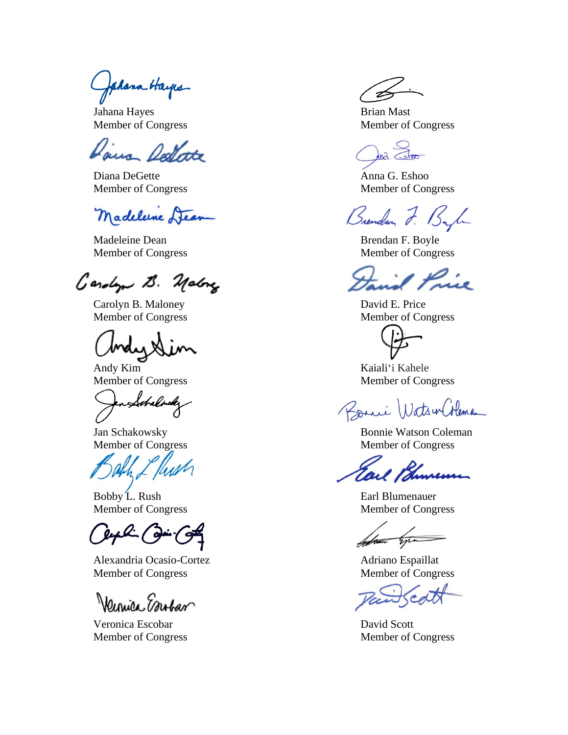Jahana Hayes
Member of Congress

Brian Mast
Member of Congress

Diana DeGette
Member of Congress

Anna G. Eshoo
Member of Congress

Madeleine Dean
Member of Congress

Brendan F. Boyle
Member of Congress

Carolyn B. Maloney
Member of Congress

David E. Price
Member of Congress

Andy Kim
Member of Congress

Kaiali'i Kahele
Member of Congress

Jan Schakowsky
Member of Congress

Bonnie Watson Coleman
Member of Congress

Bobby L. Rush
Member of Congress

Earl Blumenauer
Member of Congress

Alexandria Ocasio-Cortez
Member of Congress

Adriano Espaillat
Member of Congress

Veronica Escobar
Member of Congress

David Scott
Member of Congress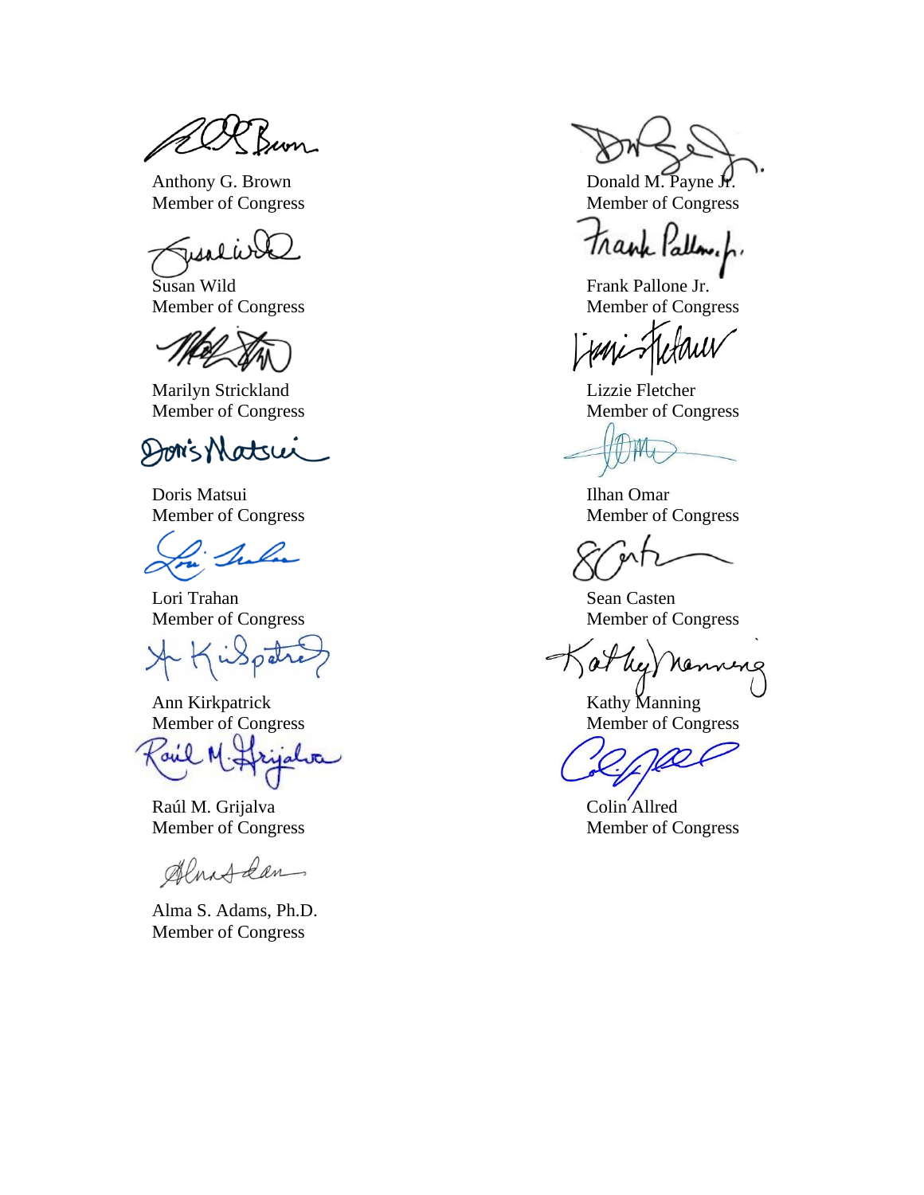Anthony G. Brown
Member of Congress

Susan Wild
Member of Congress

Marilyn Strickland
Member of Congress

Doris Matsui
Member of Congress

Lori Trahan
Member of Congress

Ann Kirkpatrick
Member of Congress

Raúl M. Grijalva
Member of Congress

Alma S. Adams, Ph.D.
Member of Congress

Donald M. Payne Jr.
Member of Congress

Frank Pallone Jr.
Member of Congress

Lizzie Fletcher
Member of Congress

Ilhan Omar
Member of Congress

Sean Casten
Member of Congress

Kathy Manning
Member of Congress

Colin Allred
Member of Congress